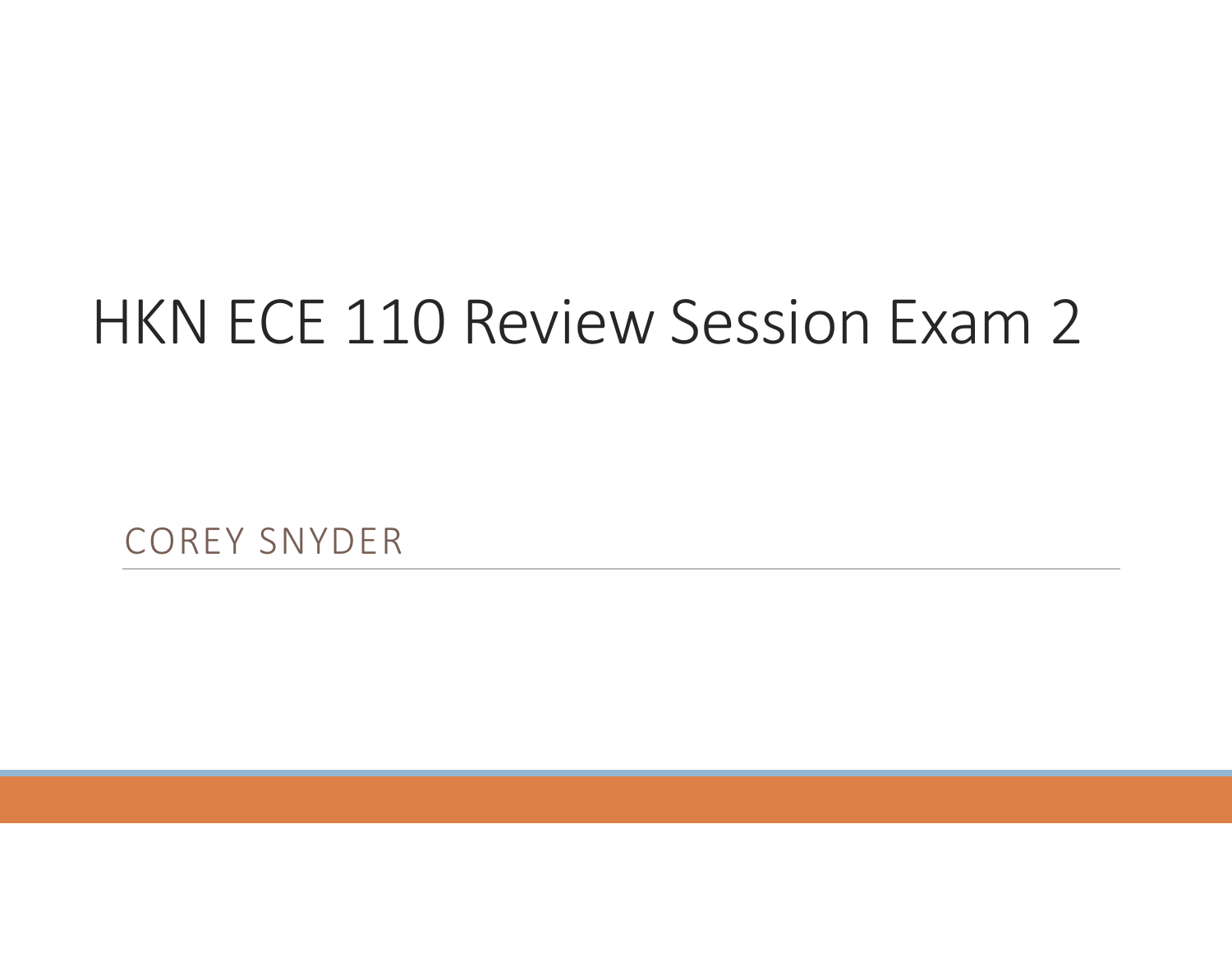# HKN ECE 110 Review Session Exam 2

COREY SNYDER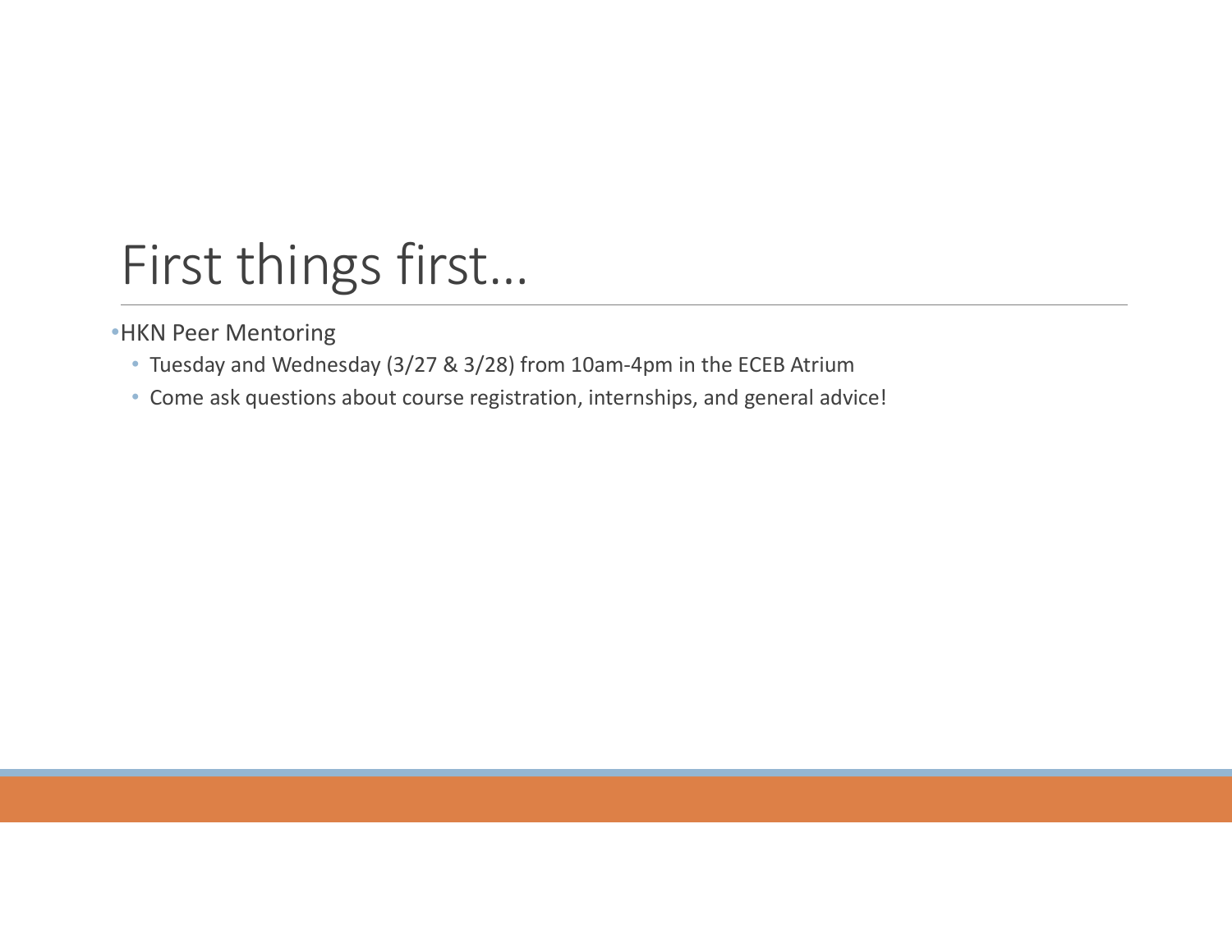# First things first…

- HKN Peer Mentoring
  - Tuesday and Wednesday (3/27 & 3/28) from 10am-4pm in the ECEB Atrium
  - Come ask questions about course registration, internships, and general advice!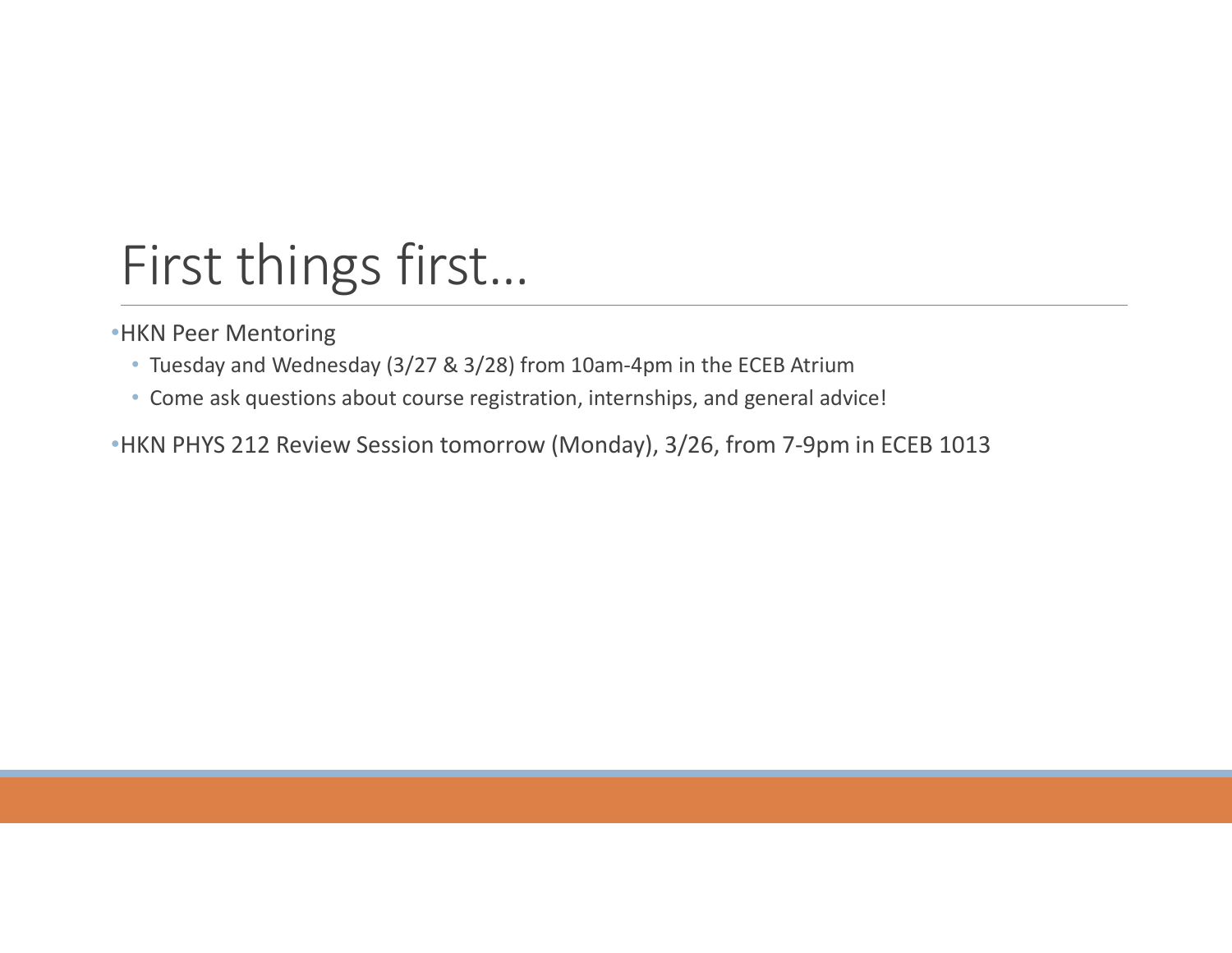# First things first…

- HKN Peer Mentoring
  - Tuesday and Wednesday (3/27 & 3/28) from 10am-4pm in the ECEB Atrium
  - Come ask questions about course registration, internships, and general advice!
- HKN PHYS 212 Review Session tomorrow (Monday), 3/26, from 7-9pm in ECEB 1013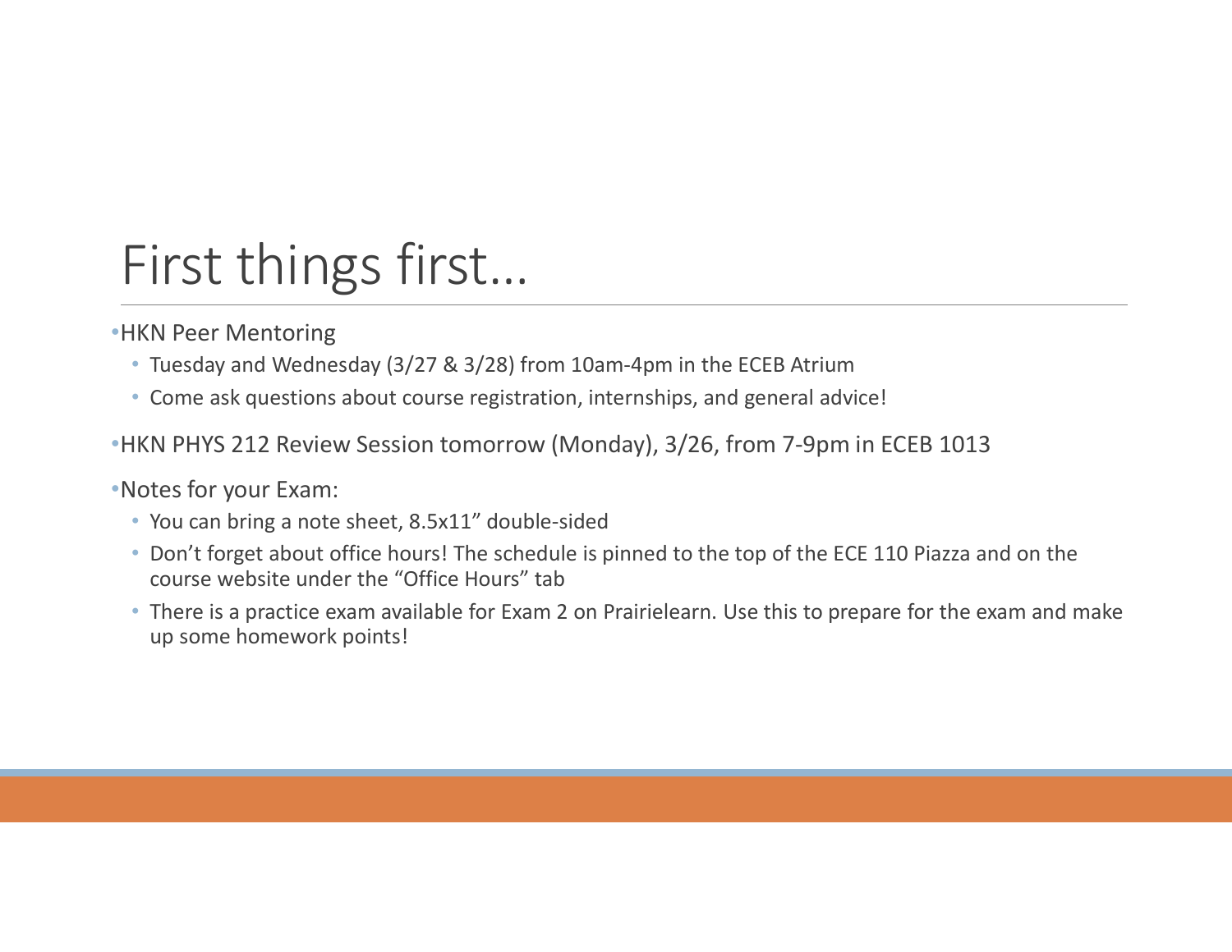# First things first…

- HKN Peer Mentoring
  - Tuesday and Wednesday (3/27 & 3/28) from 10am-4pm in the ECEB Atrium
  - Come ask questions about course registration, internships, and general advice!
- HKN PHYS 212 Review Session tomorrow (Monday), 3/26, from 7-9pm in ECEB 1013
- Notes for your Exam:
  - You can bring a note sheet, 8.5x11" double-sided
  - Don't forget about office hours! The schedule is pinned to the top of the ECE 110 Piazza and on the course website under the "Office Hours" tab
  - There is a practice exam available for Exam 2 on Prairielearn. Use this to prepare for the exam and make up some homework points!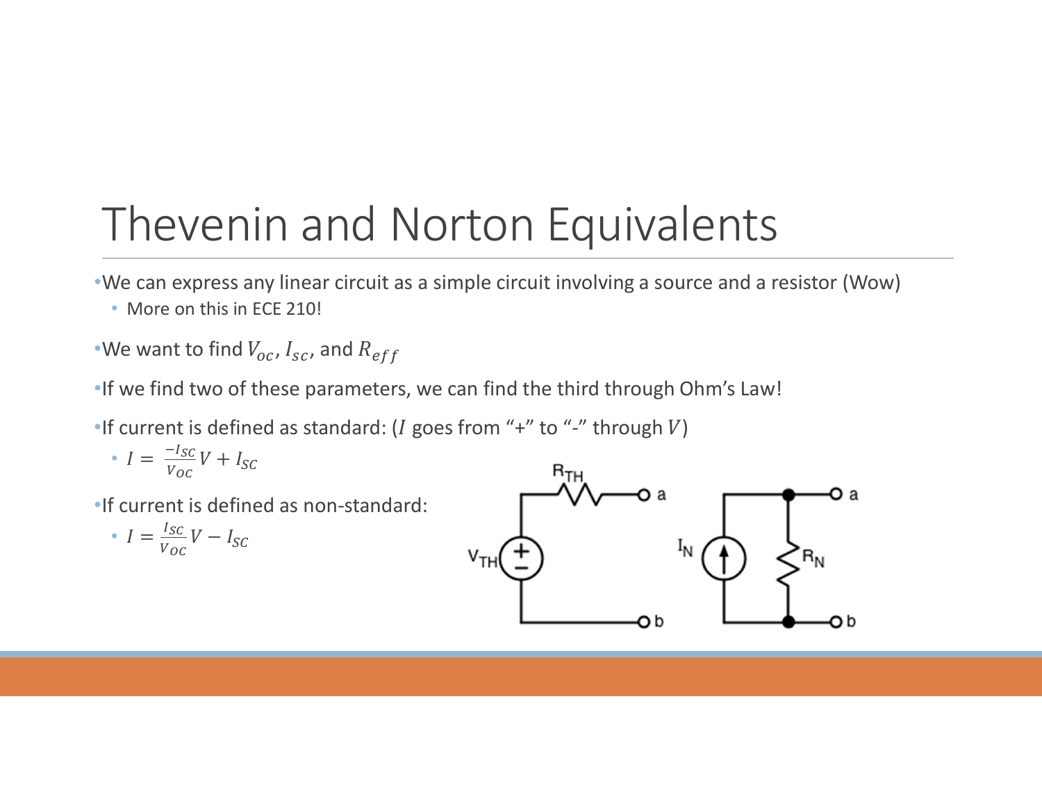# Thevenin and Norton Equivalents

- We can express any linear circuit as a simple circuit involving a source and a resistor (Wow)
  - More on this in ECE 210!
- We want to find $V_{oc}$, $I_{sc}$, and $R_{eff}$
- If we find two of these parameters, we can find the third through Ohm's Law!
- If current is defined as standard: ($I$ goes from "+" to "-" through $V$)
  - $I = \frac{-I_{SC}}{V_{OC}}V + I_{SC}$
- If current is defined as non-standard:
  - $I = \frac{I_{SC}}{V_{OC}}V - I_{SC}$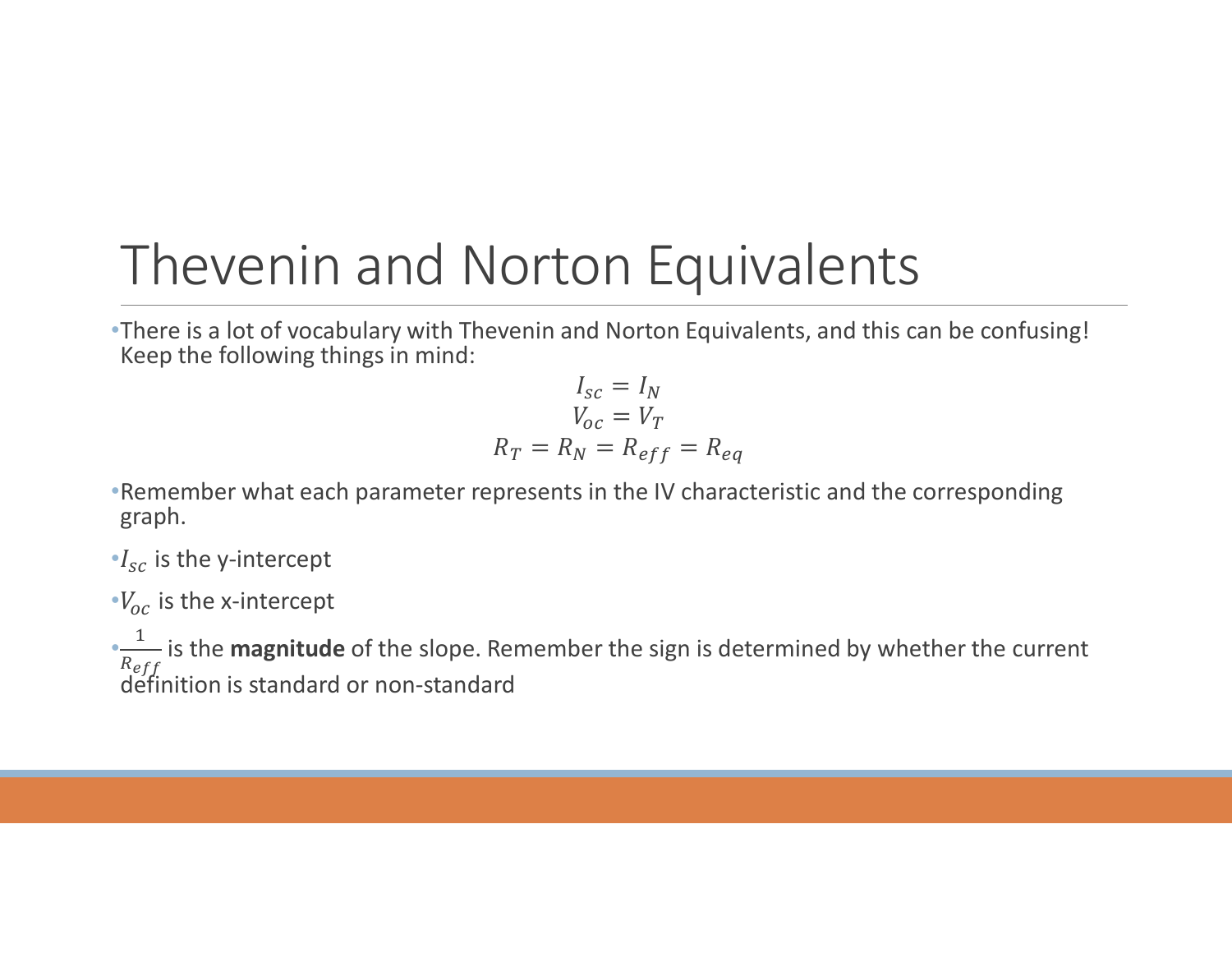# Thevenin and Norton Equivalents

- There is a lot of vocabulary with Thevenin and Norton Equivalents, and this can be confusing! Keep the following things in mind:

$$I_{sc} = I_N$$
$$V_{oc} = V_T$$
$$R_T = R_N = R_{eff} = R_{eq}$$

- Remember what each parameter represents in the IV characteristic and the corresponding graph.
- $I_{sc}$ is the y-intercept
- $V_{oc}$ is the x-intercept
- $\frac{1}{R_{eff}}$ is the **magnitude** of the slope. Remember the sign is determined by whether the current definition is standard or non-standard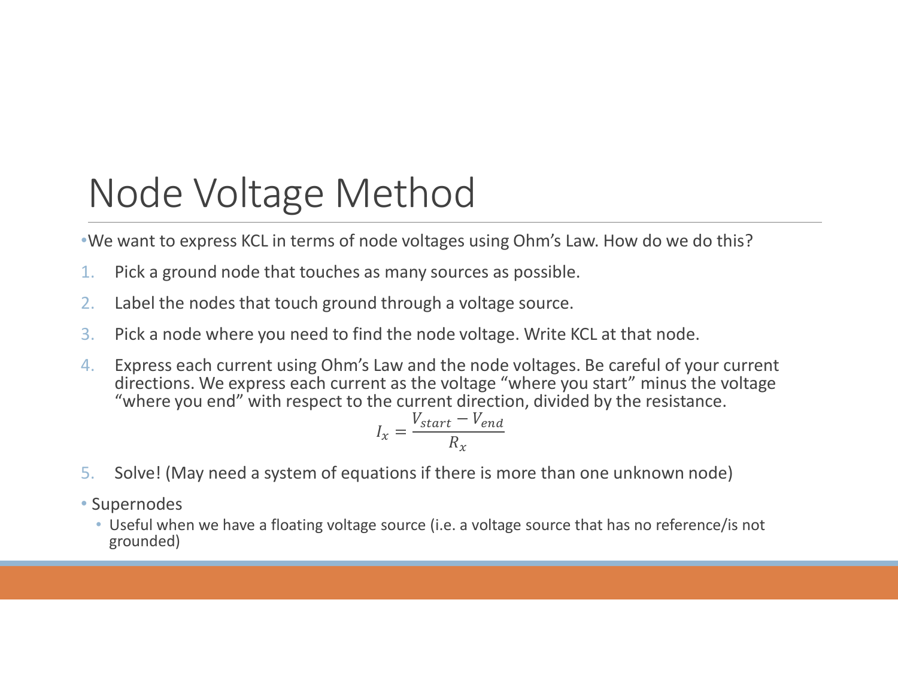# Node Voltage Method

- We want to express KCL in terms of node voltages using Ohm's Law. How do we do this?

1. Pick a ground node that touches as many sources as possible.
2. Label the nodes that touch ground through a voltage source.
3. Pick a node where you need to find the node voltage. Write KCL at that node.
4. Express each current using Ohm's Law and the node voltages. Be careful of your current directions. We express each current as the voltage "where you start" minus the voltage "where you end" with respect to the current direction, divided by the resistance.

$$I_x = \frac{V_{start} - V_{end}}{R_x}$$

5. Solve! (May need a system of equations if there is more than one unknown node)

- Supernodes
  - Useful when we have a floating voltage source (i.e. a voltage source that has no reference/is not grounded)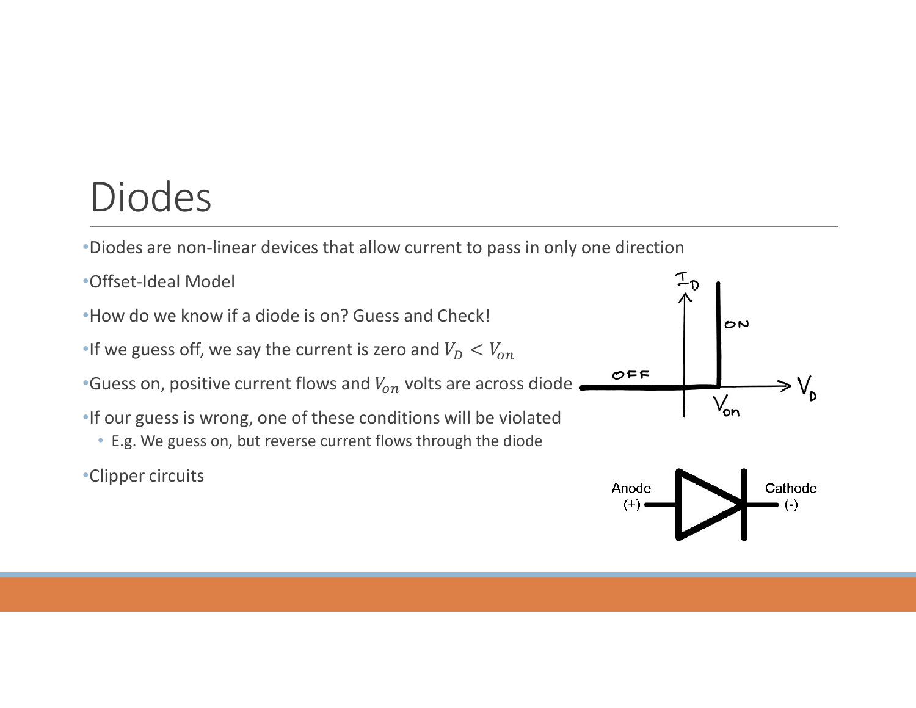# Diodes

- Diodes are non-linear devices that allow current to pass in only one direction
- Offset-Ideal Model
- How do we know if a diode is on? Guess and Check!
- If we guess off, we say the current is zero and $V_D < V_{on}$
- Guess on, positive current flows and $V_{on}$ volts are across diode
- If our guess is wrong, one of these conditions will be violated
  - E.g. We guess on, but reverse current flows through the diode
- Clipper circuits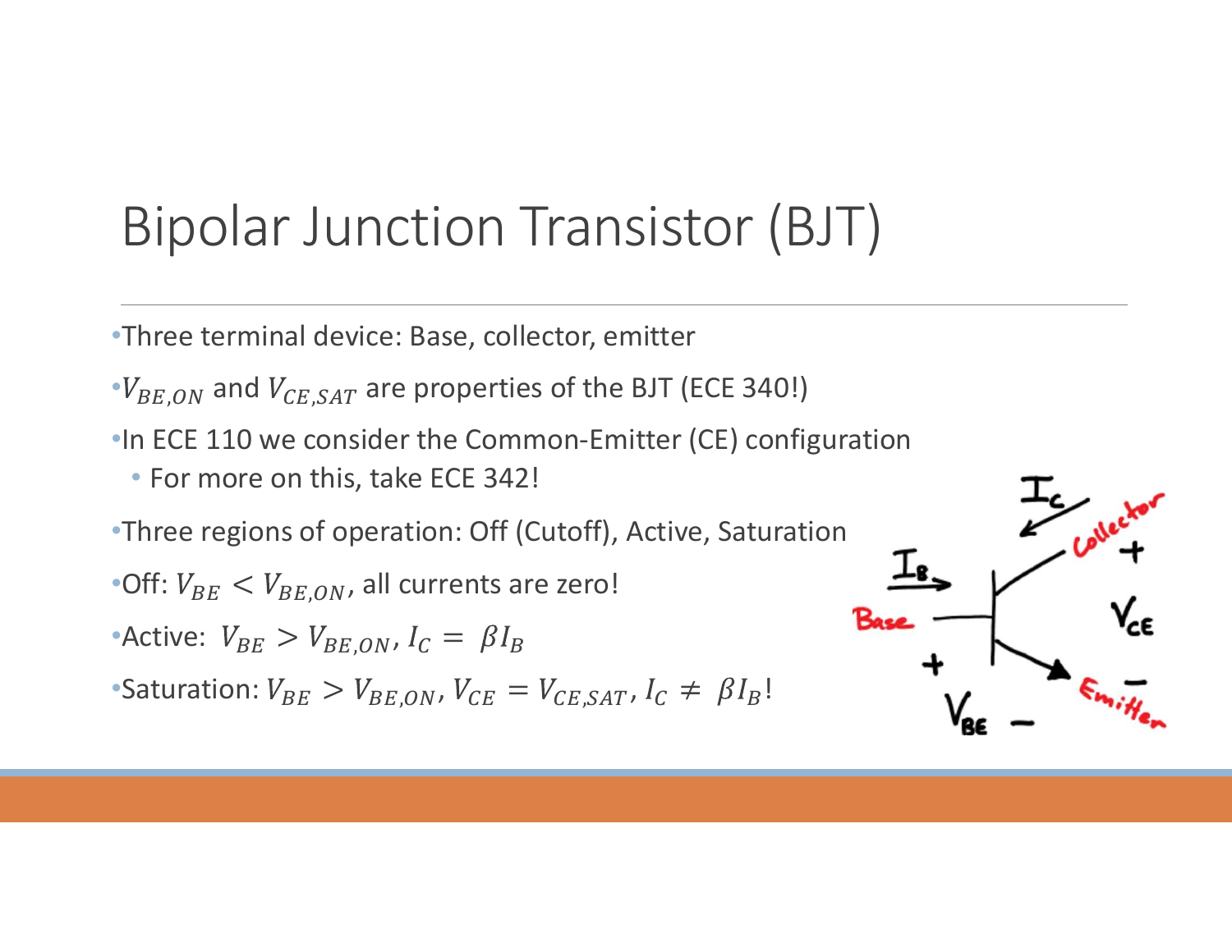# Bipolar Junction Transistor (BJT)

- Three terminal device: Base, collector, emitter
- $V_{BE,ON}$ and $V_{CE,SAT}$ are properties of the BJT (ECE 340!)
- In ECE 110 we consider the Common-Emitter (CE) configuration
  - For more on this, take ECE 342!
- Three regions of operation: Off (Cutoff), Active, Saturation
- Off: $V_{BE} < V_{BE,ON}$, all currents are zero!
- Active: $V_{BE} > V_{BE,ON}$, $I_C = \beta I_B$
- Saturation: $V_{BE} > V_{BE,ON}$, $V_{CE} = V_{CE,SAT}$, $I_C \neq \beta I_B$!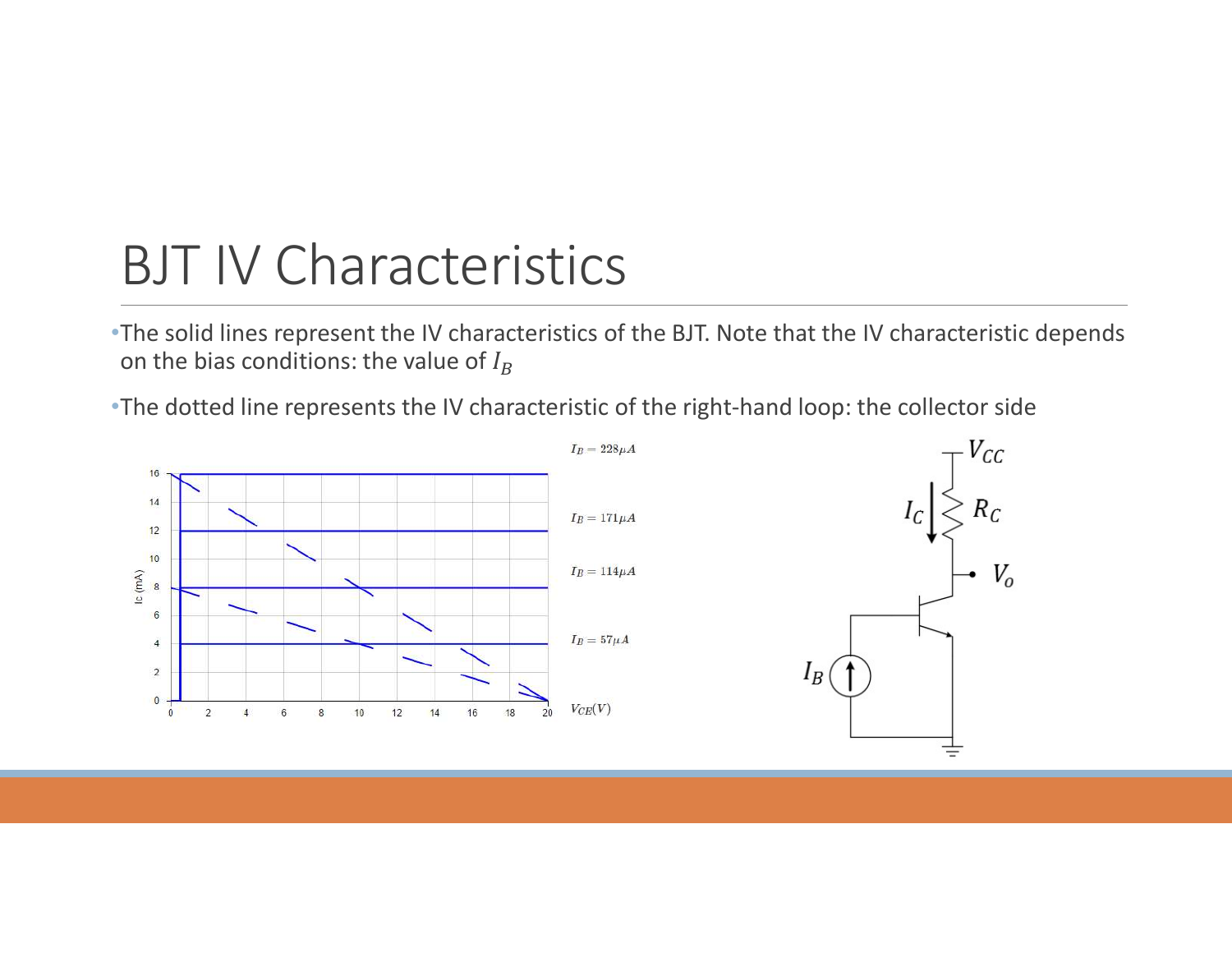# BJT IV Characteristics

- The solid lines represent the IV characteristics of the BJT. Note that the IV characteristic depends on the bias conditions: the value of $I_B$
- The dotted line represents the IV characteristic of the right-hand loop: the collector side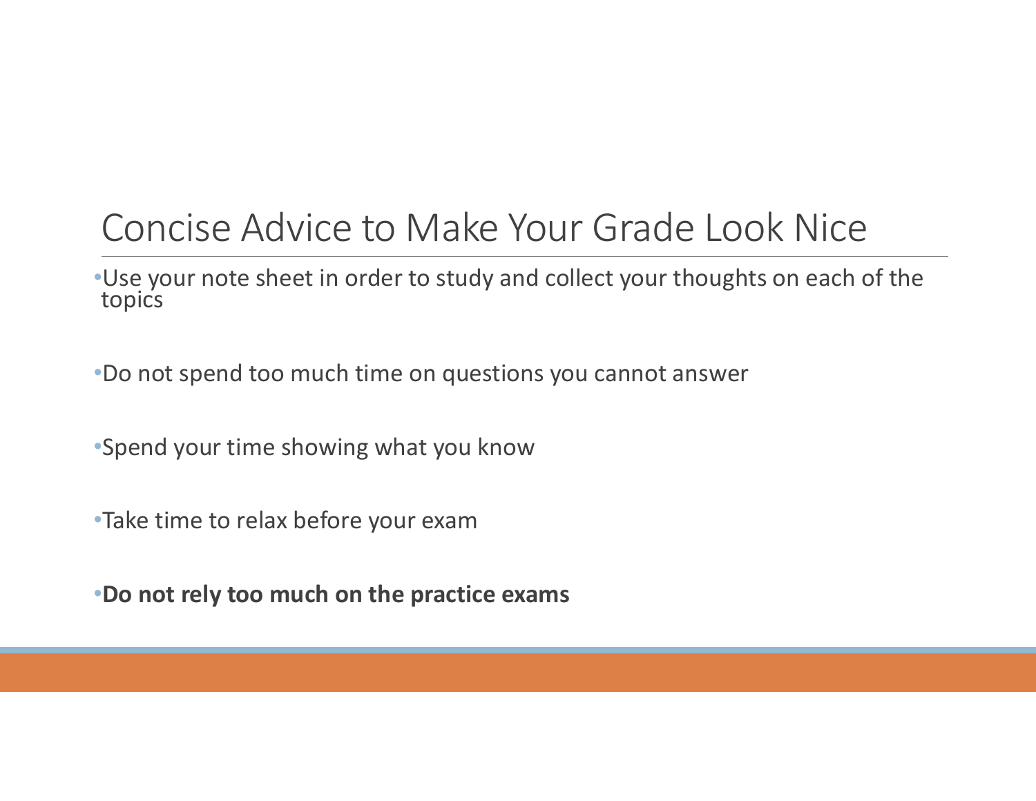# Concise Advice to Make Your Grade Look Nice

- Use your note sheet in order to study and collect your thoughts on each of the topics
- Do not spend too much time on questions you cannot answer
- Spend your time showing what you know
- Take time to relax before your exam
- **Do not rely too much on the practice exams**